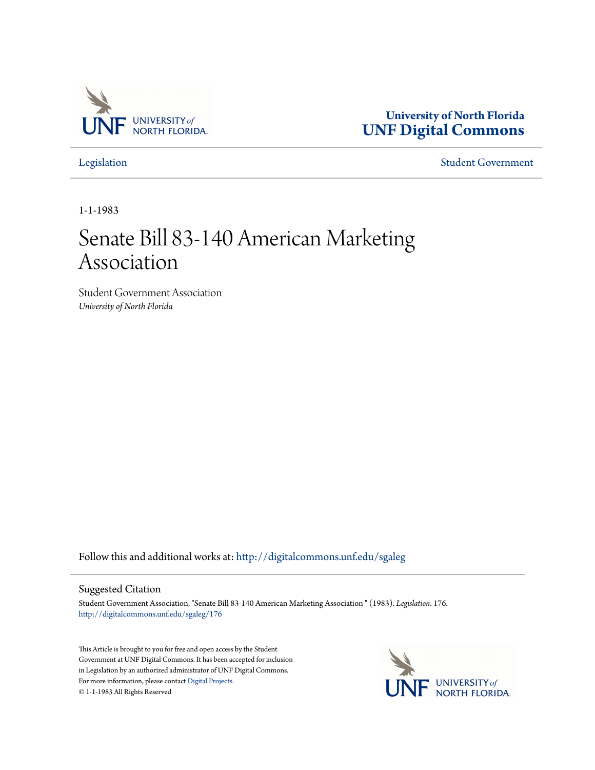University of North Florida
UNF Digital Commons

Legislation | Student Government

1-1-1983

# Senate Bill 83-140 American Marketing Association

Student Government Association
*University of North Florida*

Follow this and additional works at: http://digitalcommons.unf.edu/sgaleg

## Suggested Citation

Student Government Association, "Senate Bill 83-140 American Marketing Association " (1983). *Legislation*. 176.
http://digitalcommons.unf.edu/sgaleg/176

This Article is brought to you for free and open access by the Student Government at UNF Digital Commons. It has been accepted for inclusion in Legislation by an authorized administrator of UNF Digital Commons. For more information, please contact Digital Projects.
© 1-1-1983 All Rights Reserved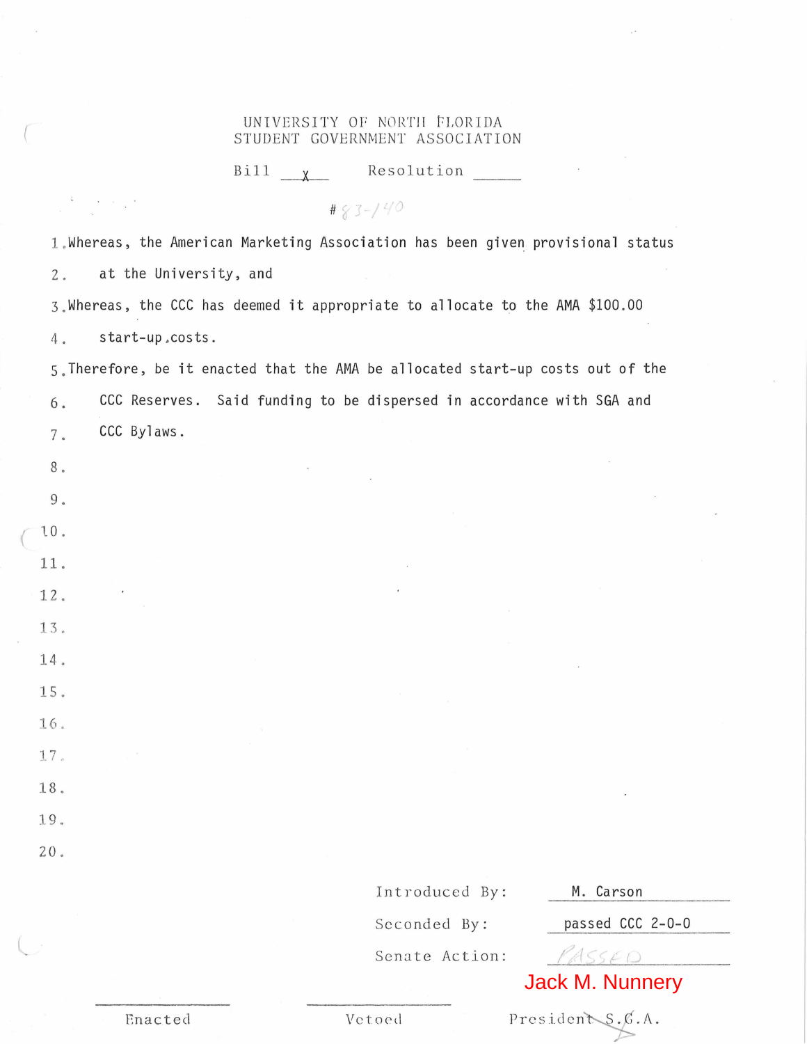UNIVERSITY OF NORTH FLORIDA
STUDENT GOVERNMENT ASSOCIATION

Bill X Resolution ______

#83-140

1. Whereas, the American Marketing Association has been given provisional status
2. at the University, and
3. Whereas, the CCC has deemed it appropriate to allocate to the AMA $100.00
4. start-up costs.
5. Therefore, be it enacted that the AMA be allocated start-up costs out of the
6. CCC Reserves. Said funding to be dispersed in accordance with SGA and
7. CCC Bylaws.
8.
9.
10.
11.
12.
13.
14.
15.
16.
17.
18.
19.
20.

Introduced By: M. Carson

Seconded By: passed CCC 2-0-0

Senate Action: PASSED

Jack M. Nunnery

______ Enacted ______ Vetoed ______ President S.G.A.